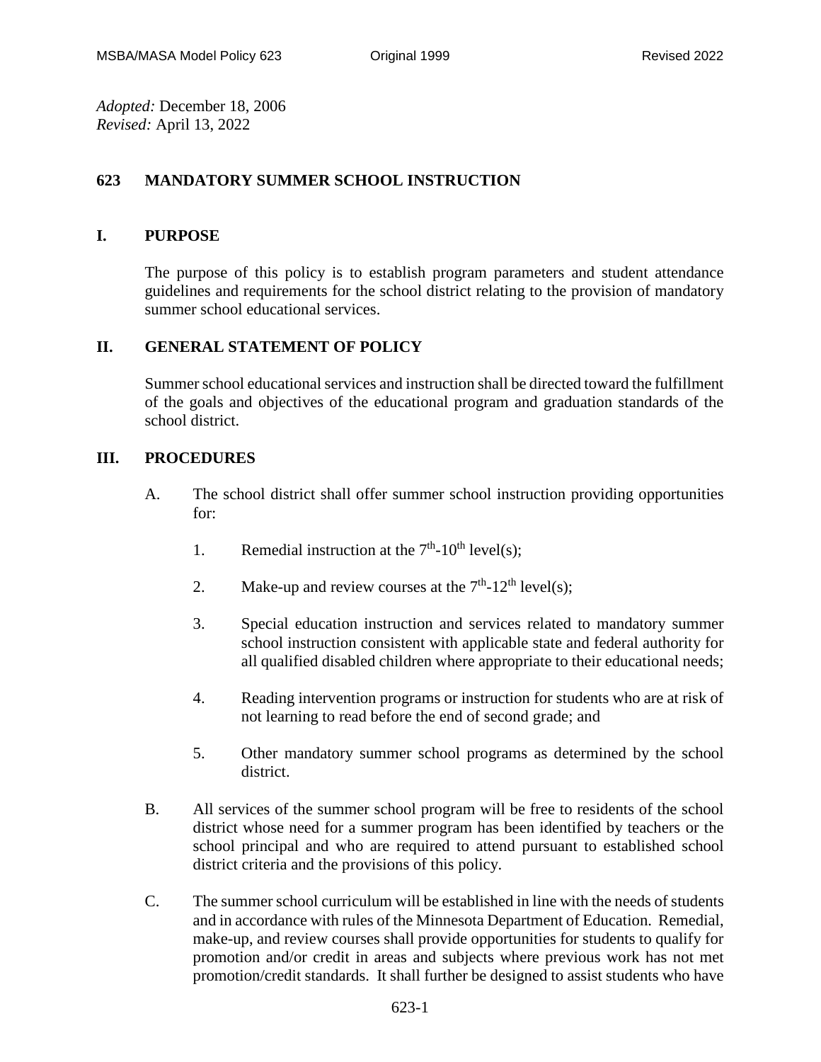*Adopted:* December 18, 2006
*Revised:* April 13, 2022

# 623 MANDATORY SUMMER SCHOOL INSTRUCTION

## I. PURPOSE

The purpose of this policy is to establish program parameters and student attendance guidelines and requirements for the school district relating to the provision of mandatory summer school educational services.

## II. GENERAL STATEMENT OF POLICY

Summer school educational services and instruction shall be directed toward the fulfillment of the goals and objectives of the educational program and graduation standards of the school district.

## III. PROCEDURES

A. The school district shall offer summer school instruction providing opportunities for:

1. Remedial instruction at the 7th-10th level(s);

2. Make-up and review courses at the 7th-12th level(s);

3. Special education instruction and services related to mandatory summer school instruction consistent with applicable state and federal authority for all qualified disabled children where appropriate to their educational needs;

4. Reading intervention programs or instruction for students who are at risk of not learning to read before the end of second grade; and

5. Other mandatory summer school programs as determined by the school district.

B. All services of the summer school program will be free to residents of the school district whose need for a summer program has been identified by teachers or the school principal and who are required to attend pursuant to established school district criteria and the provisions of this policy.

C. The summer school curriculum will be established in line with the needs of students and in accordance with rules of the Minnesota Department of Education. Remedial, make-up, and review courses shall provide opportunities for students to qualify for promotion and/or credit in areas and subjects where previous work has not met promotion/credit standards. It shall further be designed to assist students who have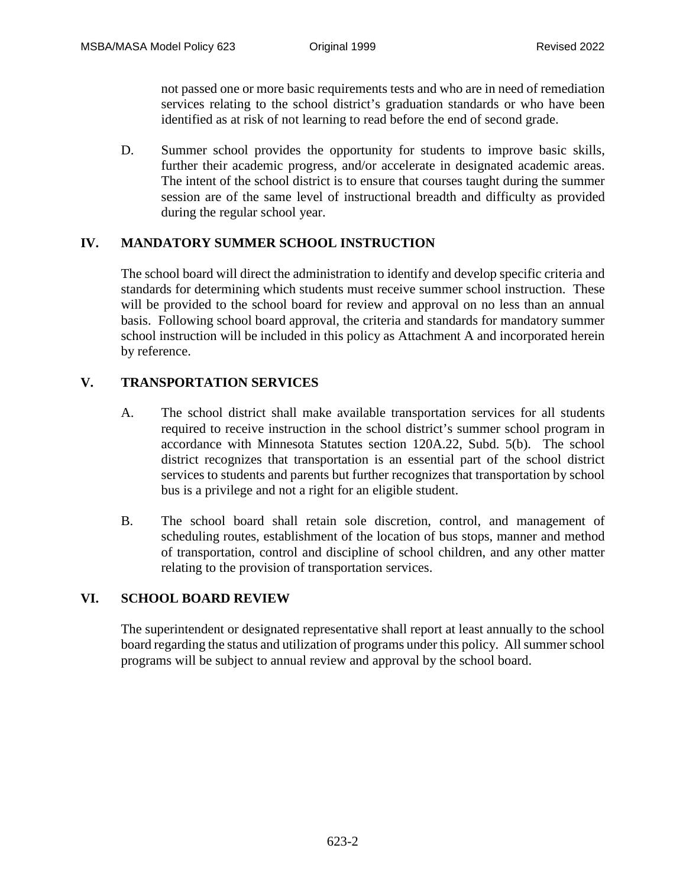not passed one or more basic requirements tests and who are in need of remediation services relating to the school district's graduation standards or who have been identified as at risk of not learning to read before the end of second grade.

D. Summer school provides the opportunity for students to improve basic skills, further their academic progress, and/or accelerate in designated academic areas. The intent of the school district is to ensure that courses taught during the summer session are of the same level of instructional breadth and difficulty as provided during the regular school year.

## IV. MANDATORY SUMMER SCHOOL INSTRUCTION

The school board will direct the administration to identify and develop specific criteria and standards for determining which students must receive summer school instruction. These will be provided to the school board for review and approval on no less than an annual basis. Following school board approval, the criteria and standards for mandatory summer school instruction will be included in this policy as Attachment A and incorporated herein by reference.

## V. TRANSPORTATION SERVICES

A. The school district shall make available transportation services for all students required to receive instruction in the school district's summer school program in accordance with Minnesota Statutes section 120A.22, Subd. 5(b). The school district recognizes that transportation is an essential part of the school district services to students and parents but further recognizes that transportation by school bus is a privilege and not a right for an eligible student.

B. The school board shall retain sole discretion, control, and management of scheduling routes, establishment of the location of bus stops, manner and method of transportation, control and discipline of school children, and any other matter relating to the provision of transportation services.

## VI. SCHOOL BOARD REVIEW

The superintendent or designated representative shall report at least annually to the school board regarding the status and utilization of programs under this policy. All summer school programs will be subject to annual review and approval by the school board.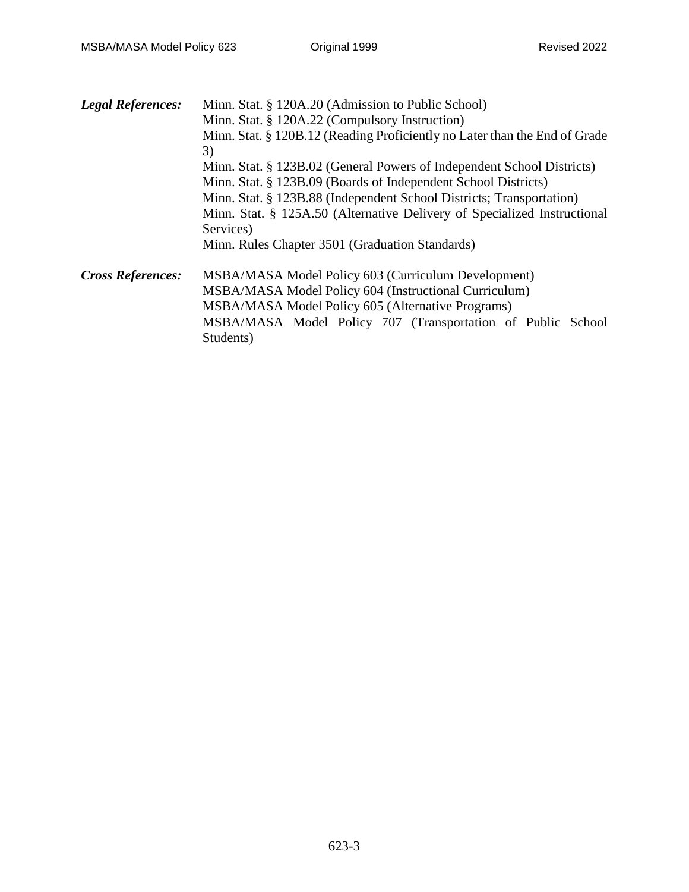***Legal References:***

Minn. Stat. § 120A.20 (Admission to Public School)
Minn. Stat. § 120A.22 (Compulsory Instruction)
Minn. Stat. § 120B.12 (Reading Proficiently no Later than the End of Grade 3)
Minn. Stat. § 123B.02 (General Powers of Independent School Districts)
Minn. Stat. § 123B.09 (Boards of Independent School Districts)
Minn. Stat. § 123B.88 (Independent School Districts; Transportation)
Minn. Stat. § 125A.50 (Alternative Delivery of Specialized Instructional Services)
Minn. Rules Chapter 3501 (Graduation Standards)

***Cross References:***

MSBA/MASA Model Policy 603 (Curriculum Development)
MSBA/MASA Model Policy 604 (Instructional Curriculum)
MSBA/MASA Model Policy 605 (Alternative Programs)
MSBA/MASA Model Policy 707 (Transportation of Public School Students)